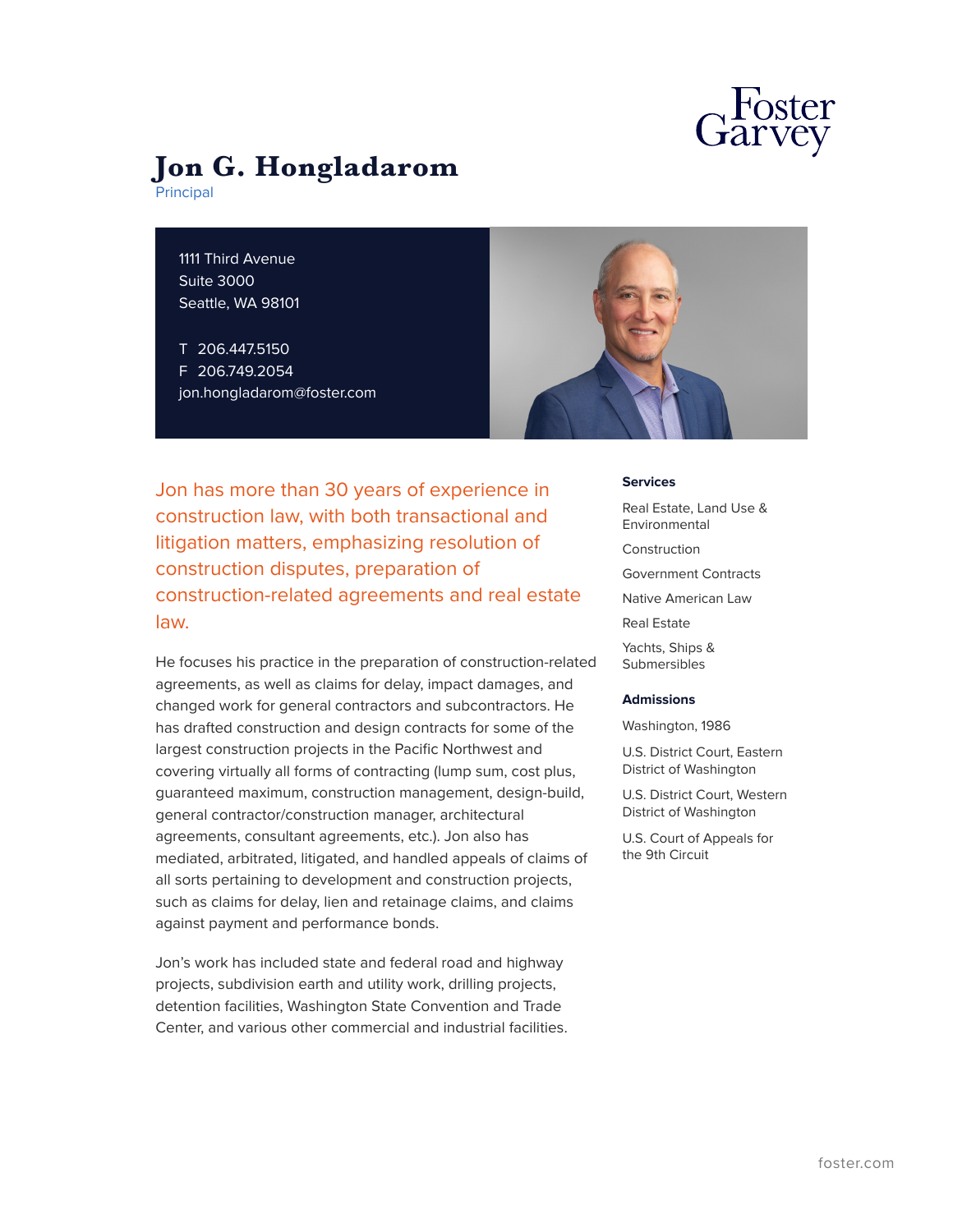# Jon G. Hongladarom

Principal

1111 Third Avenue
Suite 3000
Seattle, WA 98101

T 206.447.5150
F 206.749.2054
jon.hongladarom@foster.com

## Jon has more than 30 years of experience in construction law, with both transactional and litigation matters, emphasizing resolution of construction disputes, preparation of construction-related agreements and real estate law.

He focuses his practice in the preparation of construction-related agreements, as well as claims for delay, impact damages, and changed work for general contractors and subcontractors. He has drafted construction and design contracts for some of the largest construction projects in the Pacific Northwest and covering virtually all forms of contracting (lump sum, cost plus, guaranteed maximum, construction management, design-build, general contractor/construction manager, architectural agreements, consultant agreements, etc.). Jon also has mediated, arbitrated, litigated, and handled appeals of claims of all sorts pertaining to development and construction projects, such as claims for delay, lien and retainage claims, and claims against payment and performance bonds.

Jon's work has included state and federal road and highway projects, subdivision earth and utility work, drilling projects, detention facilities, Washington State Convention and Trade Center, and various other commercial and industrial facilities.

### Services

- Real Estate, Land Use & Environmental
- Construction
- Government Contracts
- Native American Law
- Real Estate
- Yachts, Ships & Submersibles

### Admissions

- Washington, 1986
- U.S. District Court, Eastern District of Washington
- U.S. District Court, Western District of Washington
- U.S. Court of Appeals for the 9th Circuit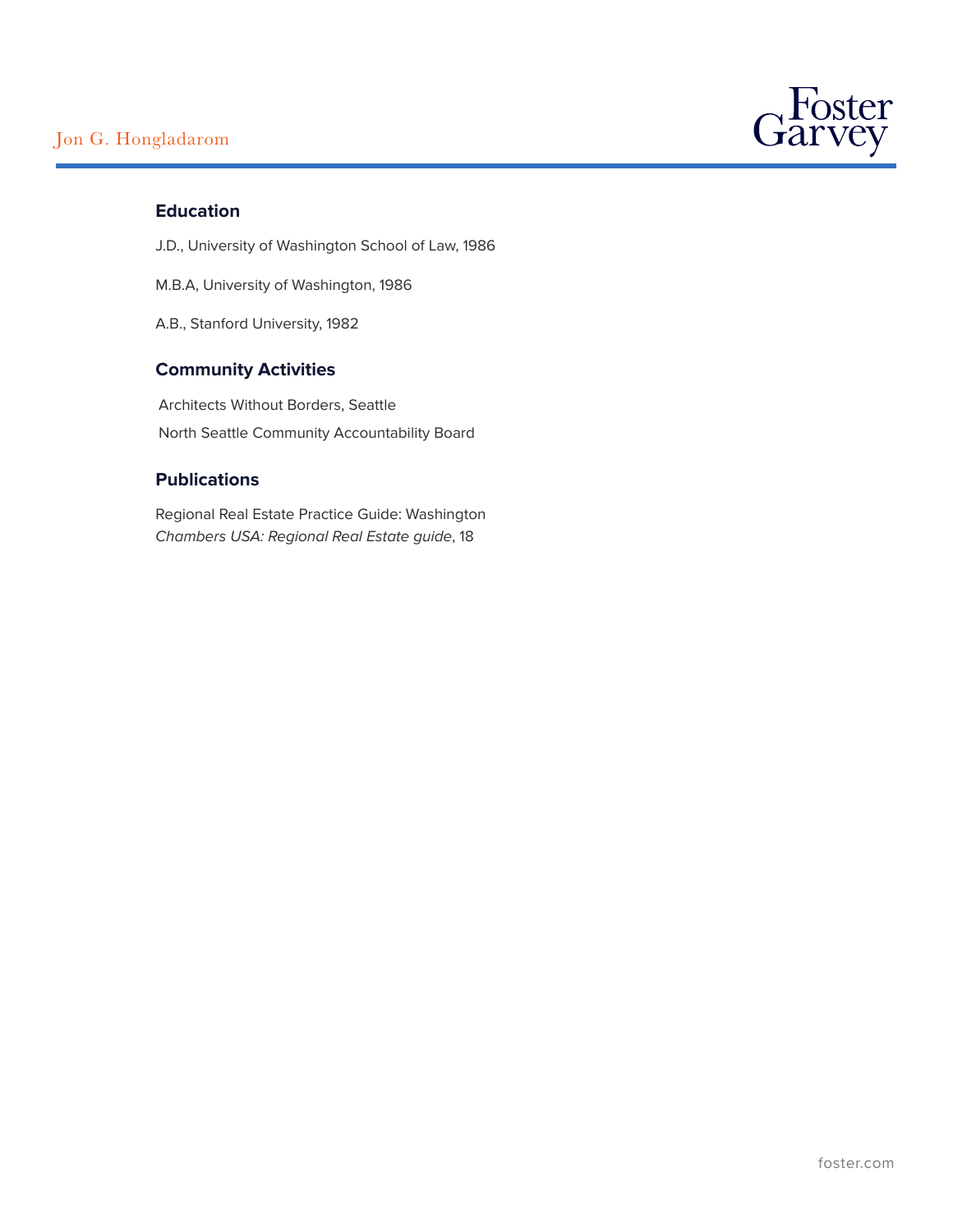## Education

J.D., University of Washington School of Law, 1986

M.B.A, University of Washington, 1986

A.B., Stanford University, 1982

## Community Activities

Architects Without Borders, Seattle

North Seattle Community Accountability Board

## Publications

Regional Real Estate Practice Guide: Washington
*Chambers USA: Regional Real Estate guide*, 18